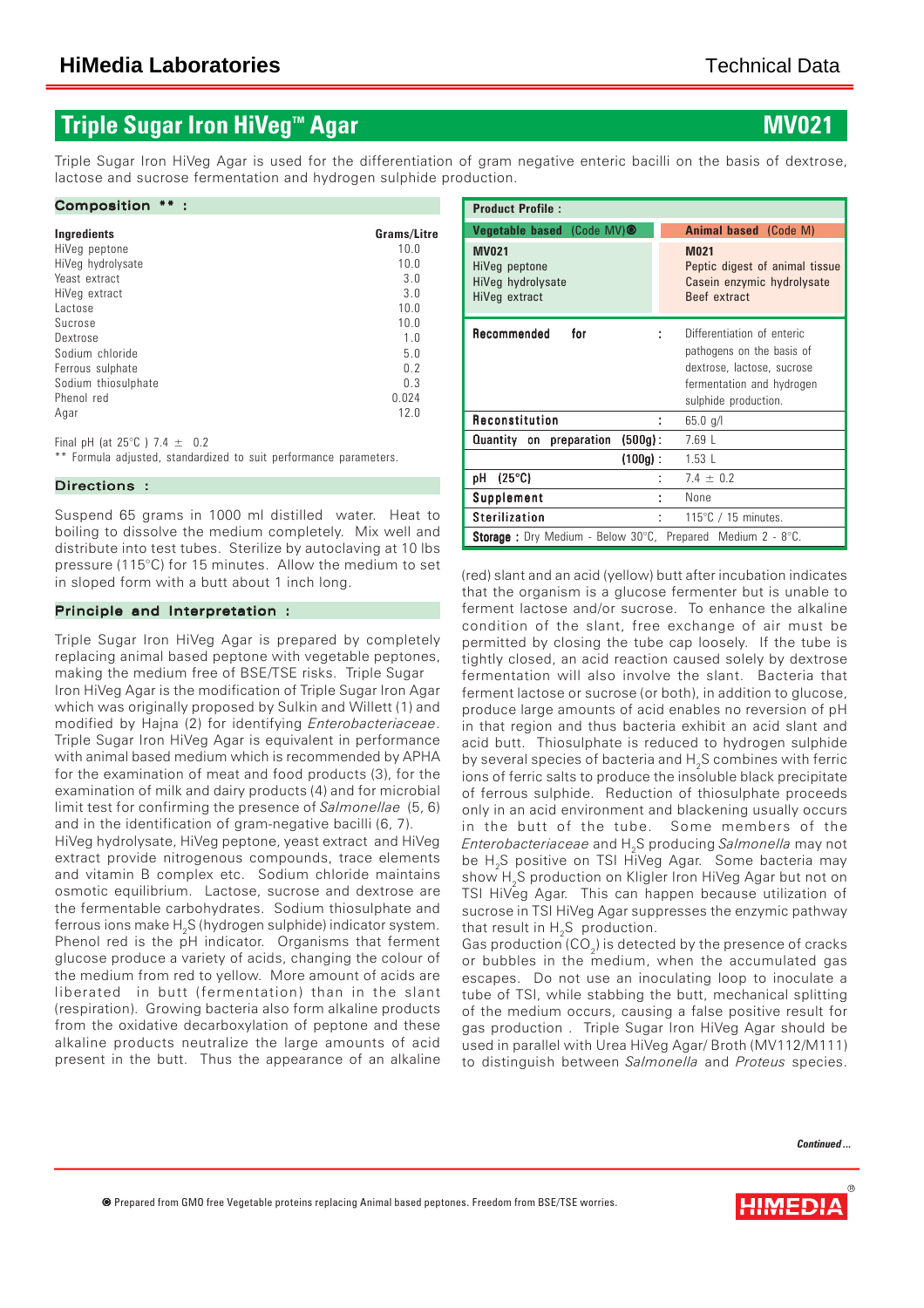# Triple Sugar Iron HiVeg™ Agar

**MV021**

Triple Sugar Iron HiVeg Agar is used for the differentiation of gram negative enteric bacilli on the basis of dextrose, lactose and sucrose fermentation and hydrogen sulphide production.

## Composition ** :

| Ingredients | Grams/Litre |
|---|---|
| HiVeg peptone | 10.0 |
| HiVeg hydrolysate | 10.0 |
| Yeast extract | 3.0 |
| HiVeg extract | 3.0 |
| Lactose | 10.0 |
| Sucrose | 10.0 |
| Dextrose | 1.0 |
| Sodium chloride | 5.0 |
| Ferrous sulphate | 0.2 |
| Sodium thiosulphate | 0.3 |
| Phenol red | 0.024 |
| Agar | 12.0 |

Final pH (at 25°C ) 7.4 ± 0.2

** Formula adjusted, standardized to suit performance parameters.

## Product Profile :

| Vegetable based (Code MV)® | Animal based (Code M) |
|---|---|
| **MV021**<br>HiVeg peptone<br>HiVeg hydrolysate<br>HiVeg extract | **M021**<br>Peptic digest of animal tissue<br>Casein enzymic hydrolysate<br>Beef extract |

| | |
|---|---|
| **Recommended for** : | Differentiation of enteric pathogens on the basis of dextrose, lactose, sucrose fermentation and hydrogen sulphide production. |
| **Reconstitution** : | 65.0 g/l |
| **Quantity on preparation (500g)** : | 7.69 L |
| **(100g)** : | 1.53 L |
| **pH (25°C)** : | 7.4 ± 0.2 |
| **Supplement** : | None |
| **Sterilization** : | 115°C / 15 minutes. |

**Storage :** Dry Medium - Below 30°C, Prepared Medium 2 - 8°C.

## Directions :

Suspend 65 grams in 1000 ml distilled water. Heat to boiling to dissolve the medium completely. Mix well and distribute into test tubes. Sterilize by autoclaving at 10 lbs pressure (115°C) for 15 minutes. Allow the medium to set in sloped form with a butt about 1 inch long.

## Principle and Interpretation :

Triple Sugar Iron HiVeg Agar is prepared by completely replacing animal based peptone with vegetable peptones, making the medium free of BSE/TSE risks. Triple Sugar Iron HiVeg Agar is the modification of Triple Sugar Iron Agar which was originally proposed by Sulkin and Willett (1) and modified by Hajna (2) for identifying *Enterobacteriaceae*. Triple Sugar Iron HiVeg Agar is equivalent in performance with animal based medium which is recommended by APHA for the examination of meat and food products (3), for the examination of milk and dairy products (4) and for microbial limit test for confirming the presence of *Salmonellae* (5, 6) and in the identification of gram-negative bacilli (6, 7).

HiVeg hydrolysate, HiVeg peptone, yeast extract and HiVeg extract provide nitrogenous compounds, trace elements and vitamin B complex etc. Sodium chloride maintains osmotic equilibrium. Lactose, sucrose and dextrose are the fermentable carbohydrates. Sodium thiosulphate and ferrous ions make $H_2S$ (hydrogen sulphide) indicator system. Phenol red is the pH indicator. Organisms that ferment glucose produce a variety of acids, changing the colour of the medium from red to yellow. More amount of acids are liberated in butt (fermentation) than in the slant (respiration). Growing bacteria also form alkaline products from the oxidative decarboxylation of peptone and these alkaline products neutralize the large amounts of acid present in the butt. Thus the appearance of an alkaline (red) slant and an acid (yellow) butt after incubation indicates that the organism is a glucose fermenter but is unable to ferment lactose and/or sucrose. To enhance the alkaline condition of the slant, free exchange of air must be permitted by closing the tube cap loosely. If the tube is tightly closed, an acid reaction caused solely by dextrose fermentation will also involve the slant. Bacteria that ferment lactose or sucrose (or both), in addition to glucose, produce large amounts of acid enables no reversion of pH in that region and thus bacteria exhibit an acid slant and acid butt. Thiosulphate is reduced to hydrogen sulphide by several species of bacteria and $H_2S$ combines with ferric ions of ferric salts to produce the insoluble black precipitate of ferrous sulphide. Reduction of thiosulphate proceeds only in an acid environment and blackening usually occurs in the butt of the tube. Some members of the *Enterobacteriaceae* and $H_2S$ producing *Salmonella* may not be $H_2S$ positive on TSI HiVeg Agar. Some bacteria may show $H_2S$ production on Kligler Iron HiVeg Agar but not on TSI HiVeg Agar. This can happen because utilization of sucrose in TSI HiVeg Agar suppresses the enzymic pathway that result in $H_2S$ production.

Gas production ($CO_2$) is detected by the presence of cracks or bubbles in the medium, when the accumulated gas escapes. Do not use an inoculating loop to inoculate a tube of TSI, while stabbing the butt, mechanical splitting of the medium occurs, causing a false positive result for gas production . Triple Sugar Iron HiVeg Agar should be used in parallel with Urea HiVeg Agar/ Broth (MV112/M111) to distinguish between *Salmonella* and *Proteus* species.

*Continued ...*

® Prepared from GMO free Vegetable proteins replacing Animal based peptones. Freedom from BSE/TSE worries.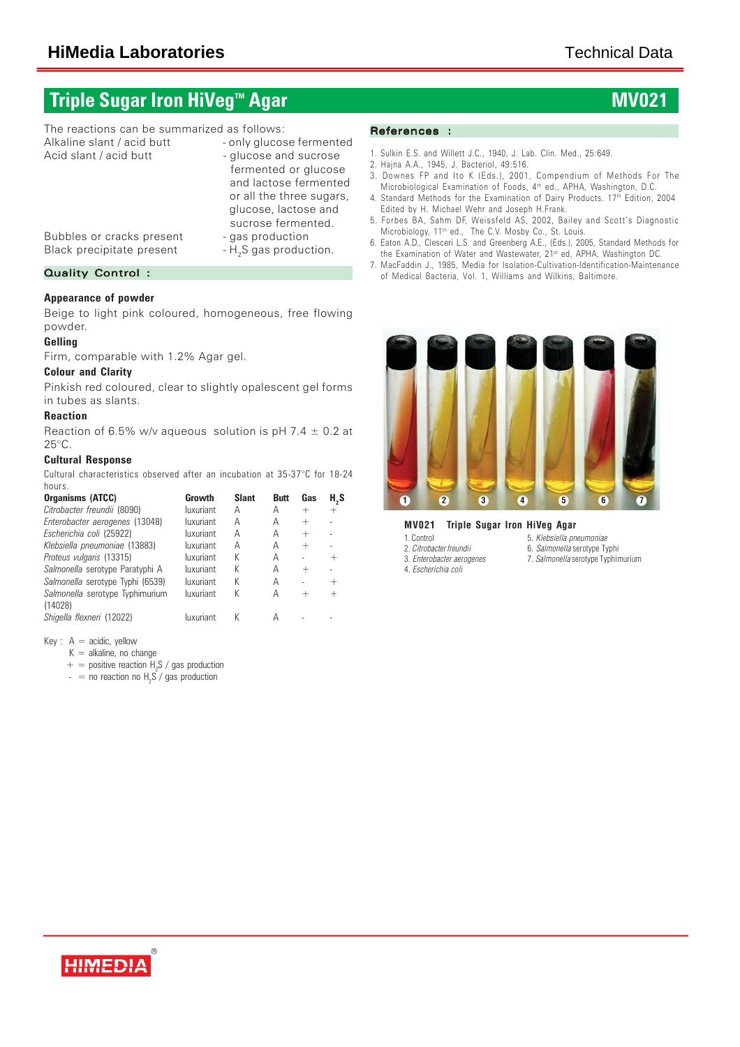# Triple Sugar Iron HiVeg™ Agar — MV021

The reactions can be summarized as follows:

| | |
|---|---|
| Alkaline slant / acid butt | - only glucose fermented |
| Acid slant / acid butt | - glucose and sucrose fermented or glucose and lactose fermented or all the three sugars, glucose, lactose and sucrose fermented. |
| Bubbles or cracks present | - gas production |
| Black precipitate present | - $H_2S$ gas production. |

## Quality Control :

**Appearance of powder**

Beige to light pink coloured, homogeneous, free flowing powder.

**Gelling**

Firm, comparable with 1.2% Agar gel.

**Colour and Clarity**

Pinkish red coloured, clear to slightly opalescent gel forms in tubes as slants.

**Reaction**

Reaction of 6.5% w/v aqueous solution is pH 7.4 ± 0.2 at 25°C.

**Cultural Response**

Cultural characteristics observed after an incubation at 35-37°C for 18-24 hours.

| Organisms (ATCC) | Growth | Slant | Butt | Gas | $H_2S$ |
|---|---|---|---|---|---|
| *Citrobacter freundii* (8090) | luxuriant | A | A | + | + |
| *Enterobacter aerogenes* (13048) | luxuriant | A | A | + | - |
| *Escherichia coli* (25922) | luxuriant | A | A | + | - |
| *Klebsiella pneumoniae* (13883) | luxuriant | A | A | + | - |
| *Proteus vulgaris* (13315) | luxuriant | K | A | - | + |
| *Salmonella* serotype Paratyphi A | luxuriant | K | A | + | - |
| *Salmonella* serotype Typhi (6539) | luxuriant | K | A | - | + |
| *Salmonella* serotype Typhimurium (14028) | luxuriant | K | A | + | + |
| *Shigella flexneri* (12022) | luxuriant | K | A | - | - |

Key :
A = acidic, yellow
K = alkaline, no change
\+ = positive reaction $H_2S$ / gas production
\- = no reaction no $H_2S$ / gas production

## References :

1. Sulkin E.S. and Willett J.C., 1940, J. Lab. Clin. Med., 25:649.
2. Hajna A.A., 1945, J. Bacteriol, 49:516.
3. Downes FP and Ito K (Eds.), 2001, Compendium of Methods For The Microbiological Examination of Foods, 4th ed., APHA, Washington, D.C.
4. Standard Methods for the Examination of Dairy Products. 17th Edition, 2004 Edited by H. Michael Wehr and Joseph H.Frank.
5. Forbes BA, Sahm DF, Weissfeld AS, 2002, Bailey and Scott's Diagnostic Microbiology, 11th ed., The C.V. Mosby Co., St. Louis.
6. Eaton A.D., Clesceri L.S. and Greenberg A.E., (Eds.), 2005, Standard Methods for the Examination of Water and Wastewater, 21st ed, APHA, Washington DC.
7. MacFaddin J., 1985, Media for Isolation-Cultivation-Identification-Maintenance of Medical Bacteria, Vol. 1, Williams and Wilkins, Baltimore.

**MV021 Triple Sugar Iron HiVeg Agar**

1. Control
2. *Citrobacter freundii*
3. *Enterobacter aerogenes*
4. *Escherichia coli*
5. *Klebsiella pneumoniae*
6. *Salmonella* serotype Typhi
7. *Salmonella* serotype Typhimurium